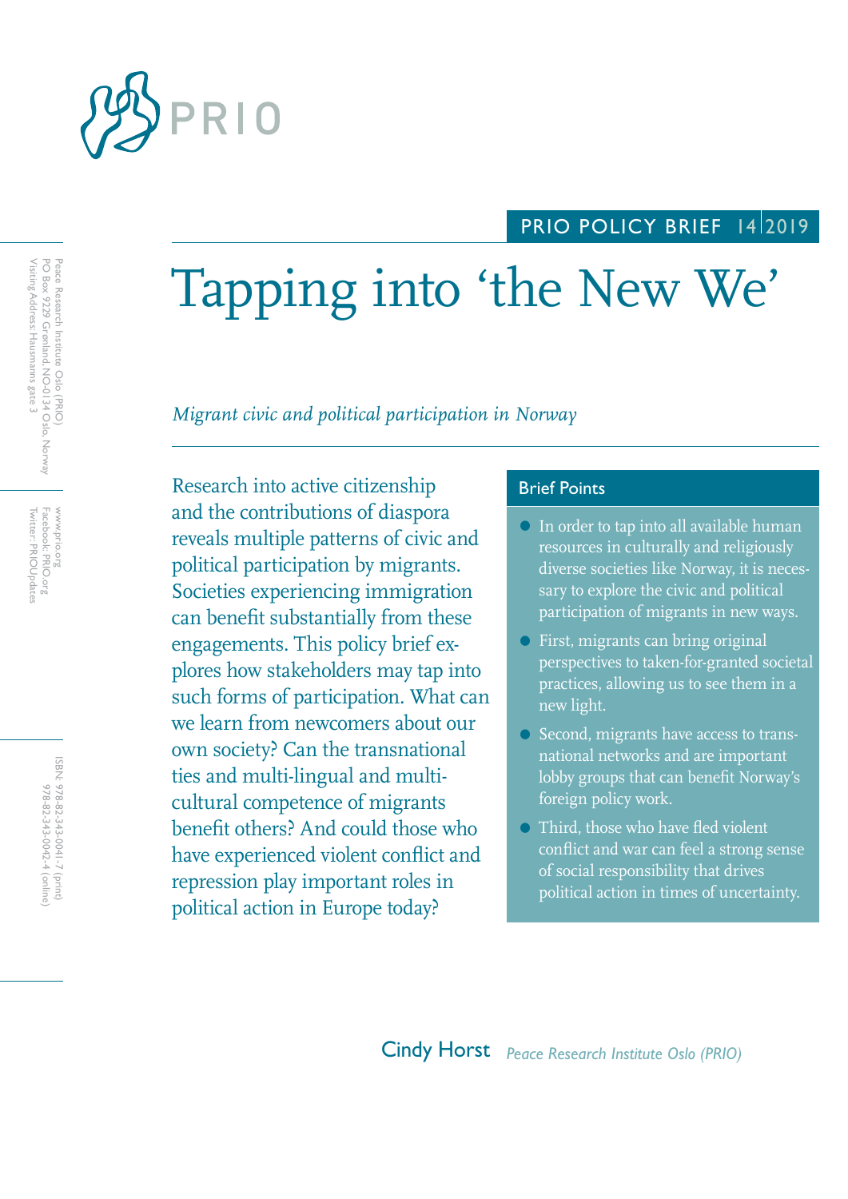PRIO

PRIO POLICY BRIEF 14 2019

# Tapping into 'the New We'

*Migrant civic and political participation in Norway*

Peace Research Institute Oslo (PRIO)
PO Box 9229 Grønland, NO-0134 Oslo, Norway
Visiting Address: Hausmanns gate 3

www.prio.org
Facebook: PRIO.org
Twitter: PRIOUpdates

ISBN: 978-82-343-0041-7 (print)
978-82-343-0042-4 (online)

Research into active citizenship and the contributions of diaspora reveals multiple patterns of civic and political participation by migrants. Societies experiencing immigration can benefit substantially from these engagements. This policy brief explores how stakeholders may tap into such forms of participation. What can we learn from newcomers about our own society? Can the transnational ties and multi-lingual and multi-cultural competence of migrants benefit others? And could those who have experienced violent conflict and repression play important roles in political action in Europe today?

## Brief Points

- In order to tap into all available human resources in culturally and religiously diverse societies like Norway, it is necessary to explore the civic and political participation of migrants in new ways.
- First, migrants can bring original perspectives to taken-for-granted societal practices, allowing us to see them in a new light.
- Second, migrants have access to transnational networks and are important lobby groups that can benefit Norway's foreign policy work.
- Third, those who have fled violent conflict and war can feel a strong sense of social responsibility that drives political action in times of uncertainty.

Cindy Horst *Peace Research Institute Oslo (PRIO)*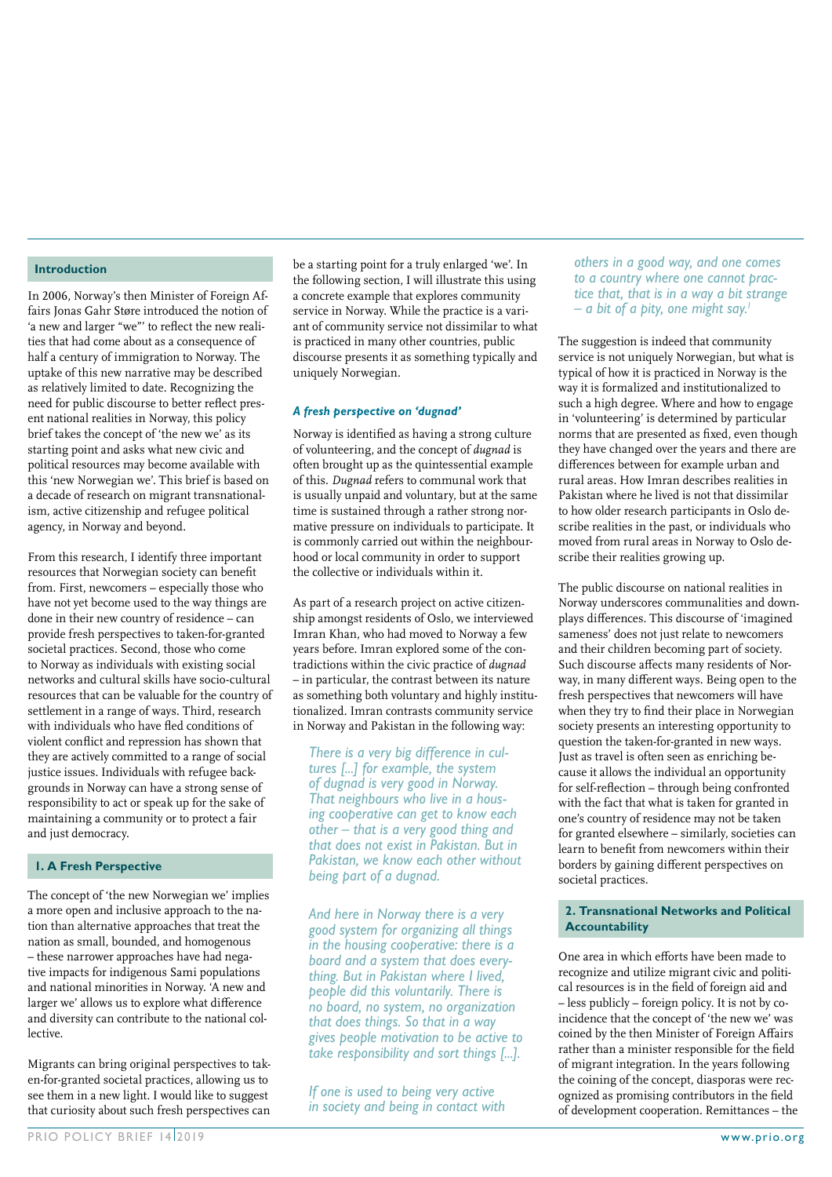## Introduction

In 2006, Norway's then Minister of Foreign Affairs Jonas Gahr Støre introduced the notion of 'a new and larger "we"' to reflect the new realities that had come about as a consequence of half a century of immigration to Norway. The uptake of this new narrative may be described as relatively limited to date. Recognizing the need for public discourse to better reflect present national realities in Norway, this policy brief takes the concept of 'the new we' as its starting point and asks what new civic and political resources may become available with this 'new Norwegian we'. This brief is based on a decade of research on migrant transnationalism, active citizenship and refugee political agency, in Norway and beyond.

From this research, I identify three important resources that Norwegian society can benefit from. First, newcomers – especially those who have not yet become used to the way things are done in their new country of residence – can provide fresh perspectives to taken-for-granted societal practices. Second, those who come to Norway as individuals with existing social networks and cultural skills have socio-cultural resources that can be valuable for the country of settlement in a range of ways. Third, research with individuals who have fled conditions of violent conflict and repression has shown that they are actively committed to a range of social justice issues. Individuals with refugee backgrounds in Norway can have a strong sense of responsibility to act or speak up for the sake of maintaining a community or to protect a fair and just democracy.

## 1. A Fresh Perspective

The concept of 'the new Norwegian we' implies a more open and inclusive approach to the nation than alternative approaches that treat the nation as small, bounded, and homogenous – these narrower approaches have had negative impacts for indigenous Sami populations and national minorities in Norway. 'A new and larger we' allows us to explore what difference and diversity can contribute to the national collective.

Migrants can bring original perspectives to taken-for-granted societal practices, allowing us to see them in a new light. I would like to suggest that curiosity about such fresh perspectives can be a starting point for a truly enlarged 'we'. In the following section, I will illustrate this using a concrete example that explores community service in Norway. While the practice is a variant of community service not dissimilar to what is practiced in many other countries, public discourse presents it as something typically and uniquely Norwegian.

### *A fresh perspective on 'dugnad'*

Norway is identified as having a strong culture of volunteering, and the concept of *dugnad* is often brought up as the quintessential example of this. *Dugnad* refers to communal work that is usually unpaid and voluntary, but at the same time is sustained through a rather strong normative pressure on individuals to participate. It is commonly carried out within the neighbourhood or local community in order to support the collective or individuals within it.

As part of a research project on active citizenship amongst residents of Oslo, we interviewed Imran Khan, who had moved to Norway a few years before. Imran explored some of the contradictions within the civic practice of *dugnad* – in particular, the contrast between its nature as something both voluntary and highly institutionalized. Imran contrasts community service in Norway and Pakistan in the following way:

> *There is a very big difference in cultures [...] for example, the system of dugnad is very good in Norway. That neighbours who live in a housing cooperative can get to know each other – that is a very good thing and that does not exist in Pakistan. But in Pakistan, we know each other without being part of a dugnad.*
>
> *And here in Norway there is a very good system for organizing all things in the housing cooperative: there is a board and a system that does everything. But in Pakistan where I lived, people did this voluntarily. There is no board, no system, no organization that does things. So that in a way gives people motivation to be active to take responsibility and sort things [...].*
>
> *If one is used to being very active in society and being in contact with others in a good way, and one comes to a country where one cannot practice that, that is in a way a bit strange – a bit of a pity, one might say.[1]*

The suggestion is indeed that community service is not uniquely Norwegian, but what is typical of how it is practiced in Norway is the way it is formalized and institutionalized to such a high degree. Where and how to engage in 'volunteering' is determined by particular norms that are presented as fixed, even though they have changed over the years and there are differences between for example urban and rural areas. How Imran describes realities in Pakistan where he lived is not that dissimilar to how older research participants in Oslo describe realities in the past, or individuals who moved from rural areas in Norway to Oslo describe their realities growing up.

The public discourse on national realities in Norway underscores communalities and downplays differences. This discourse of 'imagined sameness' does not just relate to newcomers and their children becoming part of society. Such discourse affects many residents of Norway, in many different ways. Being open to the fresh perspectives that newcomers will have when they try to find their place in Norwegian society presents an interesting opportunity to question the taken-for-granted in new ways. Just as travel is often seen as enriching because it allows the individual an opportunity for self-reflection – through being confronted with the fact that what is taken for granted in one's country of residence may not be taken for granted elsewhere – similarly, societies can learn to benefit from newcomers within their borders by gaining different perspectives on societal practices.

## 2. Transnational Networks and Political Accountability

One area in which efforts have been made to recognize and utilize migrant civic and political resources is in the field of foreign aid and – less publicly – foreign policy. It is not by coincidence that the concept of 'the new we' was coined by the then Minister of Foreign Affairs rather than a minister responsible for the field of migrant integration. In the years following the coining of the concept, diasporas were recognized as promising contributors in the field of development cooperation. Remittances – the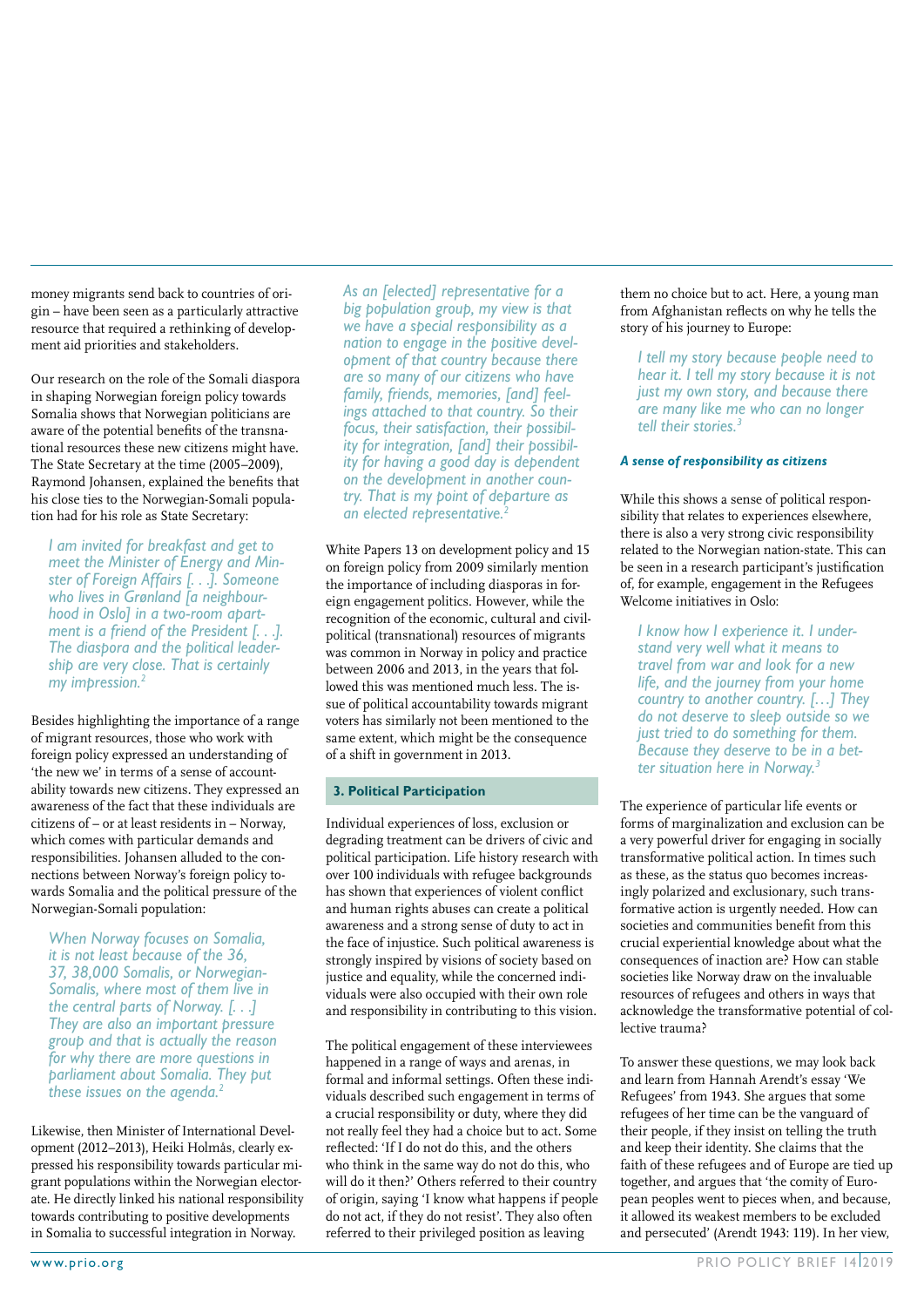money migrants send back to countries of origin – have been seen as a particularly attractive resource that required a rethinking of development aid priorities and stakeholders.

Our research on the role of the Somali diaspora in shaping Norwegian foreign policy towards Somalia shows that Norwegian politicians are aware of the potential benefits of the transnational resources these new citizens might have. The State Secretary at the time (2005–2009), Raymond Johansen, explained the benefits that his close ties to the Norwegian-Somali population had for his role as State Secretary:

> *I am invited for breakfast and get to meet the Minister of Energy and Minster of Foreign Affairs [. . .]. Someone who lives in Grønland [a neighbourhood in Oslo] in a two-room apartment is a friend of the President [. . .]. The diaspora and the political leadership are very close. That is certainly my impression.*[2]

Besides highlighting the importance of a range of migrant resources, those who work with foreign policy expressed an understanding of 'the new we' in terms of a sense of accountability towards new citizens. They expressed an awareness of the fact that these individuals are citizens of – or at least residents in – Norway, which comes with particular demands and responsibilities. Johansen alluded to the connections between Norway's foreign policy towards Somalia and the political pressure of the Norwegian-Somali population:

> *When Norway focuses on Somalia, it is not least because of the 36, 37, 38,000 Somalis, or Norwegian-Somalis, where most of them live in the central parts of Norway. [. . .] They are also an important pressure group and that is actually the reason for why there are more questions in parliament about Somalia. They put these issues on the agenda.*[2]

Likewise, then Minister of International Development (2012–2013), Heiki Holmås, clearly expressed his responsibility towards particular migrant populations within the Norwegian electorate. He directly linked his national responsibility towards contributing to positive developments in Somalia to successful integration in Norway.

> *As an [elected] representative for a big population group, my view is that we have a special responsibility as a nation to engage in the positive development of that country because there are so many of our citizens who have family, friends, memories, [and] feelings attached to that country. So their focus, their satisfaction, their possibility for integration, [and] their possibility for having a good day is dependent on the development in another country. That is my point of departure as an elected representative.*[2]

White Papers 13 on development policy and 15 on foreign policy from 2009 similarly mention the importance of including diasporas in foreign engagement politics. However, while the recognition of the economic, cultural and civil-political (transnational) resources of migrants was common in Norway in policy and practice between 2006 and 2013, in the years that followed this was mentioned much less. The issue of political accountability towards migrant voters has similarly not been mentioned to the same extent, which might be the consequence of a shift in government in 2013.

## 3. Political Participation

Individual experiences of loss, exclusion or degrading treatment can be drivers of civic and political participation. Life history research with over 100 individuals with refugee backgrounds has shown that experiences of violent conflict and human rights abuses can create a political awareness and a strong sense of duty to act in the face of injustice. Such political awareness is strongly inspired by visions of society based on justice and equality, while the concerned individuals were also occupied with their own role and responsibility in contributing to this vision.

The political engagement of these interviewees happened in a range of ways and arenas, in formal and informal settings. Often these individuals described such engagement in terms of a crucial responsibility or duty, where they did not really feel they had a choice but to act. Some reflected: 'If I do not do this, and the others who think in the same way do not do this, who will do it then?' Others referred to their country of origin, saying 'I know what happens if people do not act, if they do not resist'. They also often referred to their privileged position as leaving them no choice but to act. Here, a young man from Afghanistan reflects on why he tells the story of his journey to Europe:

> *I tell my story because people need to hear it. I tell my story because it is not just my own story, and because there are many like me who can no longer tell their stories.*[3]

### *A sense of responsibility as citizens*

While this shows a sense of political responsibility that relates to experiences elsewhere, there is also a very strong civic responsibility related to the Norwegian nation-state. This can be seen in a research participant's justification of, for example, engagement in the Refugees Welcome initiatives in Oslo:

> *I know how I experience it. I understand very well what it means to travel from war and look for a new life, and the journey from your home country to another country. […] They do not deserve to sleep outside so we just tried to do something for them. Because they deserve to be in a better situation here in Norway.*[3]

The experience of particular life events or forms of marginalization and exclusion can be a very powerful driver for engaging in socially transformative political action. In times such as these, as the status quo becomes increasingly polarized and exclusionary, such transformative action is urgently needed. How can societies and communities benefit from this crucial experiential knowledge about what the consequences of inaction are? How can stable societies like Norway draw on the invaluable resources of refugees and others in ways that acknowledge the transformative potential of collective trauma?

To answer these questions, we may look back and learn from Hannah Arendt's essay 'We Refugees' from 1943. She argues that some refugees of her time can be the vanguard of their people, if they insist on telling the truth and keep their identity. She claims that the faith of these refugees and of Europe are tied up together, and argues that 'the comity of European peoples went to pieces when, and because, it allowed its weakest members to be excluded and persecuted' (Arendt 1943: 119). In her view,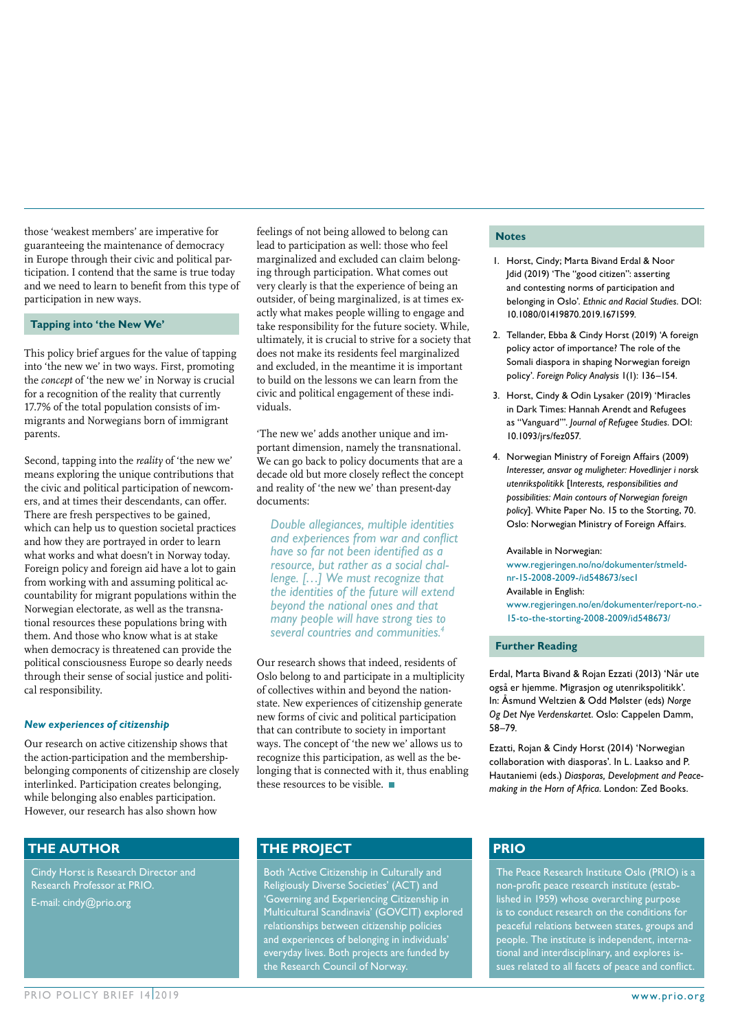those 'weakest members' are imperative for guaranteeing the maintenance of democracy in Europe through their civic and political participation. I contend that the same is true today and we need to learn to benefit from this type of participation in new ways.

## Tapping into 'the New We'

This policy brief argues for the value of tapping into 'the new we' in two ways. First, promoting the *concept* of 'the new we' in Norway is crucial for a recognition of the reality that currently 17.7% of the total population consists of immigrants and Norwegians born of immigrant parents.

Second, tapping into the *reality* of 'the new we' means exploring the unique contributions that the civic and political participation of newcomers, and at times their descendants, can offer. There are fresh perspectives to be gained, which can help us to question societal practices and how they are portrayed in order to learn what works and what doesn't in Norway today. Foreign policy and foreign aid have a lot to gain from working with and assuming political accountability for migrant populations within the Norwegian electorate, as well as the transnational resources these populations bring with them. And those who know what is at stake when democracy is threatened can provide the political consciousness Europe so dearly needs through their sense of social justice and political responsibility.

### *New experiences of citizenship*

Our research on active citizenship shows that the action-participation and the membership-belonging components of citizenship are closely interlinked. Participation creates belonging, while belonging also enables participation. However, our research has also shown how feelings of not being allowed to belong can lead to participation as well: those who feel marginalized and excluded can claim belonging through participation. What comes out very clearly is that the experience of being an outsider, of being marginalized, is at times exactly what makes people willing to engage and take responsibility for the future society. While, ultimately, it is crucial to strive for a society that does not make its residents feel marginalized and excluded, in the meantime it is important to build on the lessons we can learn from the civic and political engagement of these individuals.

'The new we' adds another unique and important dimension, namely the transnational. We can go back to policy documents that are a decade old but more closely reflect the concept and reality of 'the new we' than present-day documents:

> *Double allegiances, multiple identities and experiences from war and conflict have so far not been identified as a resource, but rather as a social challenge. […] We must recognize that the identities of the future will extend beyond the national ones and that many people will have strong ties to several countries and communities.*[4]

Our research shows that indeed, residents of Oslo belong to and participate in a multiplicity of collectives within and beyond the nation-state. New experiences of citizenship generate new forms of civic and political participation that can contribute to society in important ways. The concept of 'the new we' allows us to recognize this participation, as well as the belonging that is connected with it, thus enabling these resources to be visible. ■

## Notes

1. Horst, Cindy; Marta Bivand Erdal & Noor Jdid (2019) 'The "good citizen": asserting and contesting norms of participation and belonging in Oslo'. *Ethnic and Racial Studies*. DOI: 10.1080/01419870.2019.1671599.
2. Tellander, Ebba & Cindy Horst (2019) 'A foreign policy actor of importance? The role of the Somali diaspora in shaping Norwegian foreign policy'. *Foreign Policy Analysis* 1(1): 136–154.
3. Horst, Cindy & Odin Lysaker (2019) 'Miracles in Dark Times: Hannah Arendt and Refugees as "Vanguard"'. *Journal of Refugee Studies*. DOI: 10.1093/jrs/fez057.
4. Norwegian Ministry of Foreign Affairs (2009) *Interesser, ansvar og muligheter: Hovedlinjer i norsk utenrikspolitikk* [*Interests, responsibilities and possibilities: Main contours of Norwegian foreign policy*]. White Paper No. 15 to the Storting, 70. Oslo: Norwegian Ministry of Foreign Affairs.

   Available in Norwegian:
   www.regjeringen.no/no/dokumenter/stmeld-nr-15-2008-2009-/id548673/sec1
   Available in English:
   www.regjeringen.no/en/dokumenter/report-no.-15-to-the-storting-2008-2009/id548673/

## Further Reading

Erdal, Marta Bivand & Rojan Ezzati (2013) 'Når ute også er hjemme. Migrasjon og utenrikspolitikk'. In: Åsmund Weltzien & Odd Mølster (eds) *Norge Og Det Nye Verdenskartet*. Oslo: Cappelen Damm, 58–79.

Ezzati, Rojan & Cindy Horst (2014) 'Norwegian collaboration with diasporas'. In L. Laakso and P. Hautaniemi (eds.) *Diasporas, Development and Peace-making in the Horn of Africa*. London: Zed Books.

## THE AUTHOR

Cindy Horst is Research Director and Research Professor at PRIO.

E-mail: cindy@prio.org

## THE PROJECT

Both 'Active Citizenship in Culturally and Religiously Diverse Societies' (ACT) and 'Governing and Experiencing Citizenship in Multicultural Scandinavia' (GOVCIT) explored relationships between citizenship policies and experiences of belonging in individuals' everyday lives. Both projects are funded by the Research Council of Norway.

## PRIO

The Peace Research Institute Oslo (PRIO) is a non-profit peace research institute (established in 1959) whose overarching purpose is to conduct research on the conditions for peaceful relations between states, groups and people. The institute is independent, international and interdisciplinary, and explores issues related to all facets of peace and conflict.